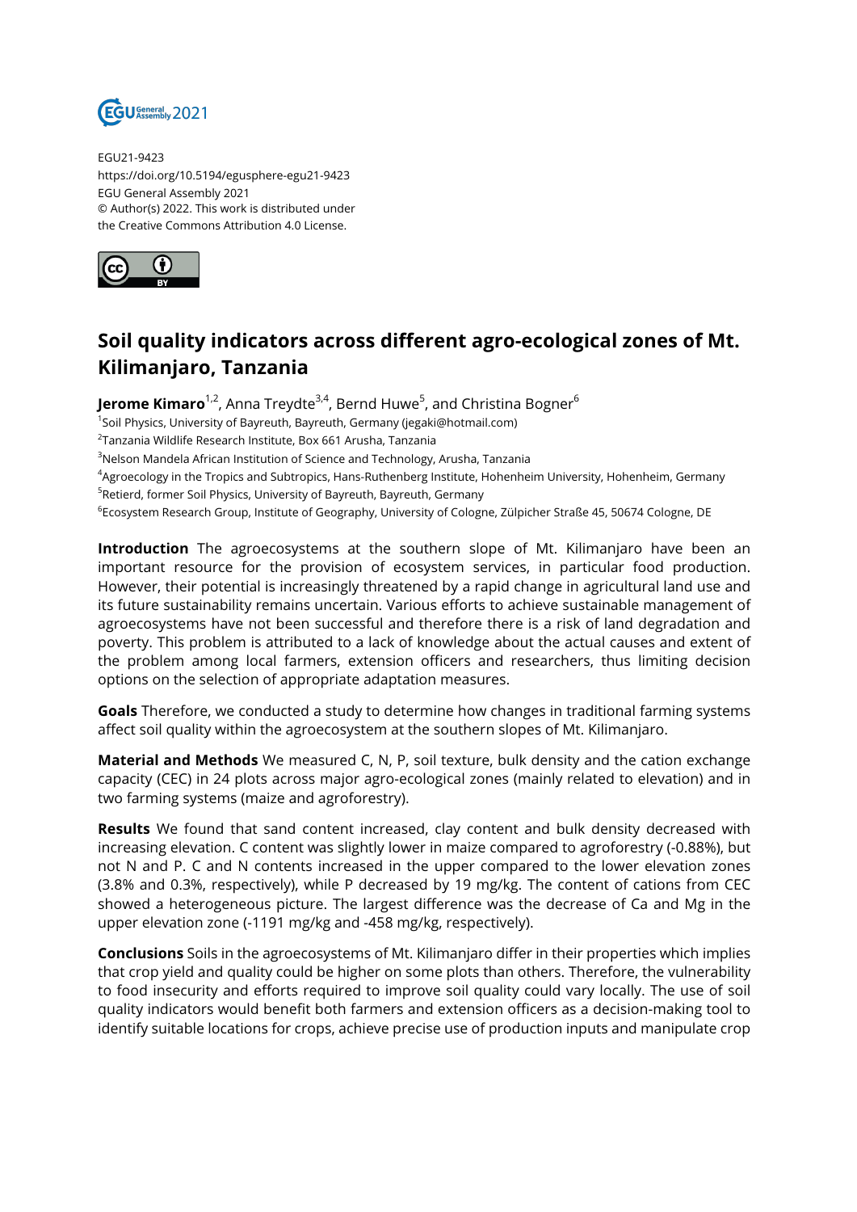EGU21-9423
https://doi.org/10.5194/egusphere-egu21-9423
EGU General Assembly 2021
© Author(s) 2022. This work is distributed under
the Creative Commons Attribution 4.0 License.

# Soil quality indicators across different agro-ecological zones of Mt. Kilimanjaro, Tanzania

**Jerome Kimaro**[1,2], Anna Treydte[3,4], Bernd Huwe[5], and Christina Bogner[6]

[1]Soil Physics, University of Bayreuth, Bayreuth, Germany (jegaki@hotmail.com)
[2]Tanzania Wildlife Research Institute, Box 661 Arusha, Tanzania
[3]Nelson Mandela African Institution of Science and Technology, Arusha, Tanzania
[4]Agroecology in the Tropics and Subtropics, Hans-Ruthenberg Institute, Hohenheim University, Hohenheim, Germany
[5]Retierd, former Soil Physics, University of Bayreuth, Bayreuth, Germany
[6]Ecosystem Research Group, Institute of Geography, University of Cologne, Zülpicher Straße 45, 50674 Cologne, DE

**Introduction** The agroecosystems at the southern slope of Mt. Kilimanjaro have been an important resource for the provision of ecosystem services, in particular food production. However, their potential is increasingly threatened by a rapid change in agricultural land use and its future sustainability remains uncertain. Various efforts to achieve sustainable management of agroecosystems have not been successful and therefore there is a risk of land degradation and poverty. This problem is attributed to a lack of knowledge about the actual causes and extent of the problem among local farmers, extension officers and researchers, thus limiting decision options on the selection of appropriate adaptation measures.

**Goals** Therefore, we conducted a study to determine how changes in traditional farming systems affect soil quality within the agroecosystem at the southern slopes of Mt. Kilimanjaro.

**Material and Methods** We measured C, N, P, soil texture, bulk density and the cation exchange capacity (CEC) in 24 plots across major agro-ecological zones (mainly related to elevation) and in two farming systems (maize and agroforestry).

**Results** We found that sand content increased, clay content and bulk density decreased with increasing elevation. C content was slightly lower in maize compared to agroforestry (-0.88%), but not N and P. C and N contents increased in the upper compared to the lower elevation zones (3.8% and 0.3%, respectively), while P decreased by 19 mg/kg. The content of cations from CEC showed a heterogeneous picture. The largest difference was the decrease of Ca and Mg in the upper elevation zone (-1191 mg/kg and -458 mg/kg, respectively).

**Conclusions** Soils in the agroecosystems of Mt. Kilimanjaro differ in their properties which implies that crop yield and quality could be higher on some plots than others. Therefore, the vulnerability to food insecurity and efforts required to improve soil quality could vary locally. The use of soil quality indicators would benefit both farmers and extension officers as a decision-making tool to identify suitable locations for crops, achieve precise use of production inputs and manipulate crop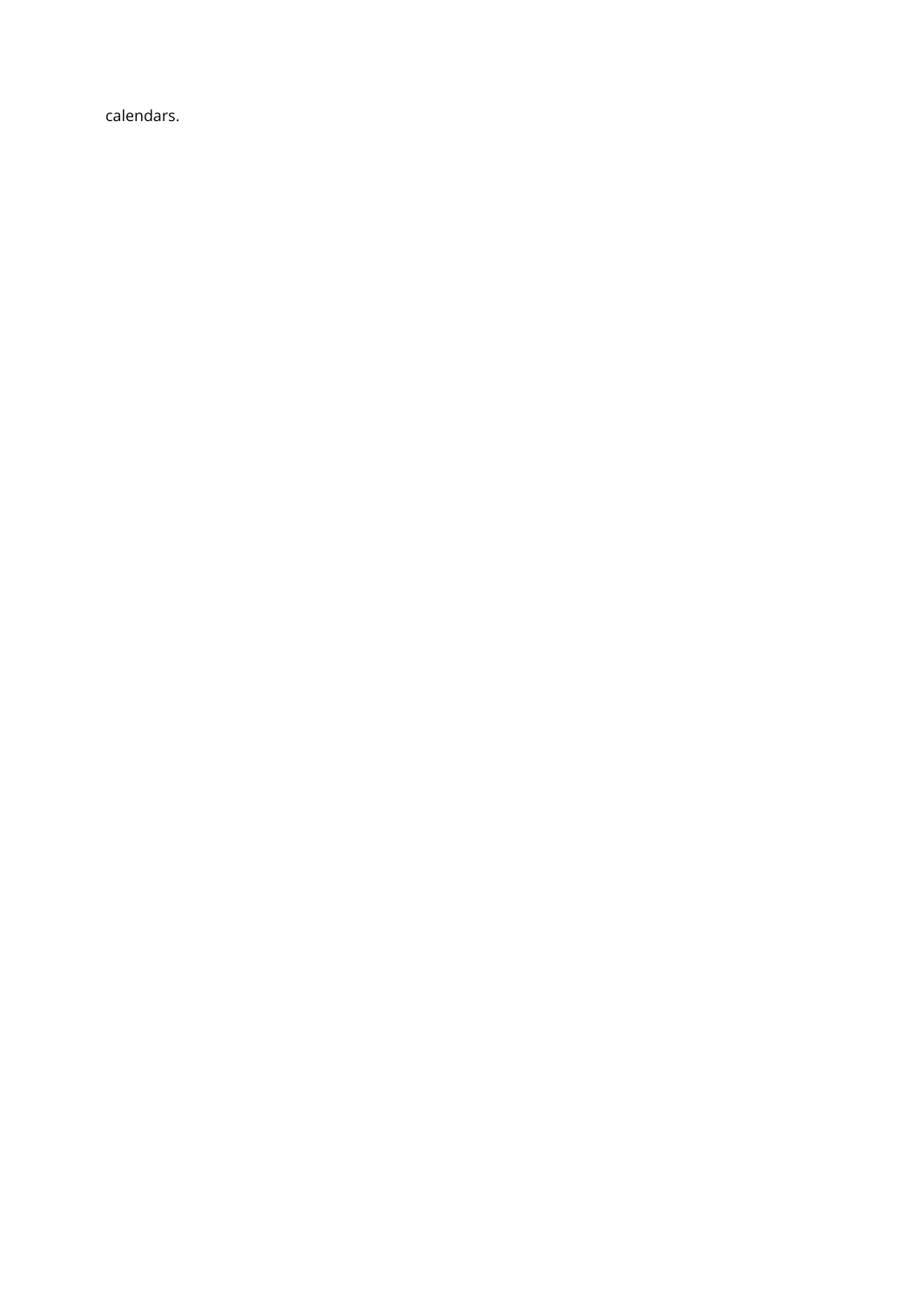calendars.